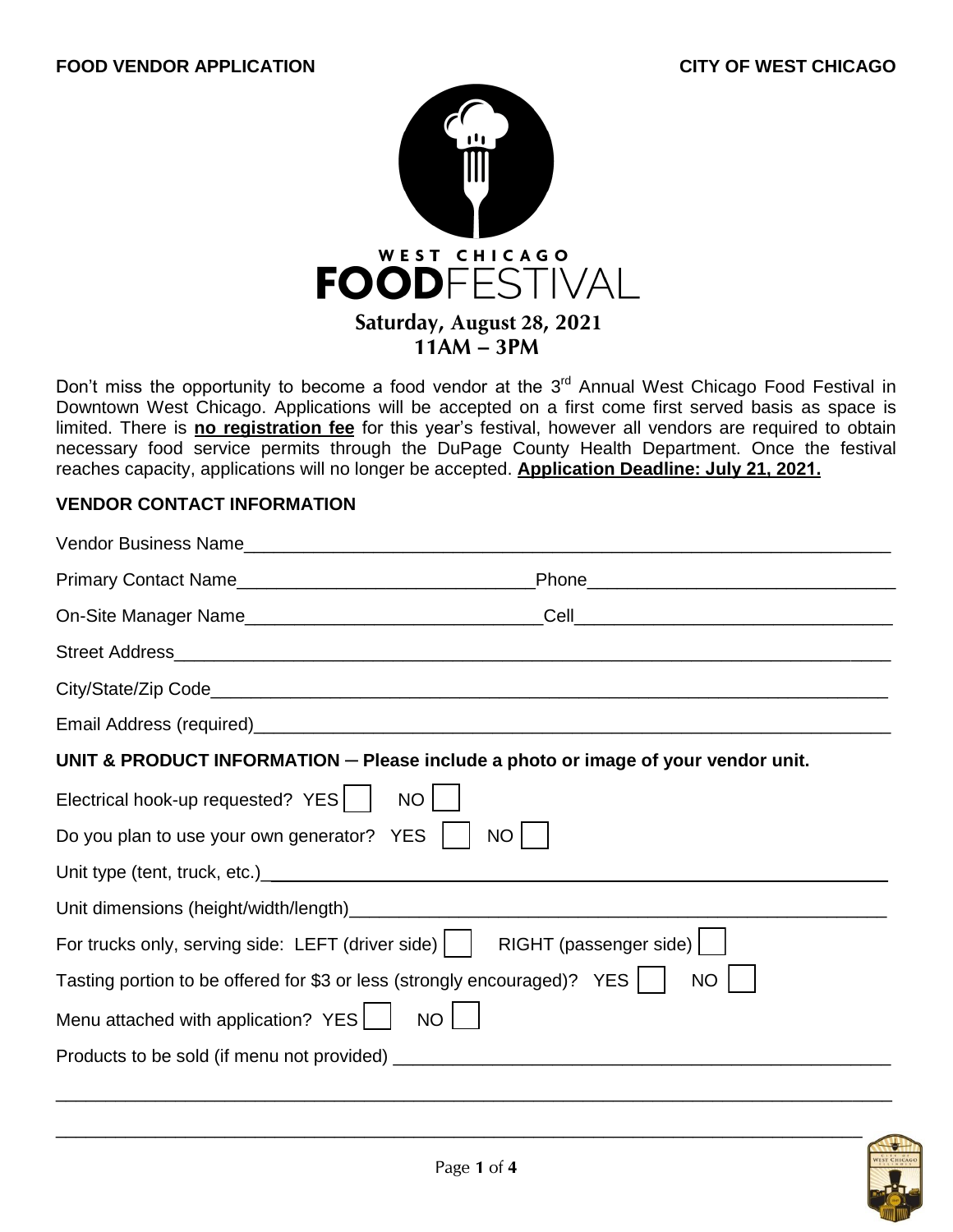**FOOD VENDOR APPLICATION** **CITY OF WEST CHICAGO**

# WEST CHICAGO FOODFESTIVAL

**Saturday, August 28, 2021**
**11AM – 3PM**

Don't miss the opportunity to become a food vendor at the 3rd Annual West Chicago Food Festival in Downtown West Chicago. Applications will be accepted on a first come first served basis as space is limited. There is **no registration fee** for this year's festival, however all vendors are required to obtain necessary food service permits through the DuPage County Health Department. Once the festival reaches capacity, applications will no longer be accepted. **Application Deadline: July 21, 2021.**

## VENDOR CONTACT INFORMATION

Vendor Business Name______________________________________________

Primary Contact Name______________________ Phone______________________

On-Site Manager Name______________________ Cell______________________

Street Address____________________________________________________

City/State/Zip Code________________________________________________

Email Address (required)___________________________________________

## UNIT & PRODUCT INFORMATION – Please include a photo or image of your vendor unit.

Electrical hook-up requested? YES ☐ NO ☐

Do you plan to use your own generator? YES ☐ NO ☐

Unit type (tent, truck, etc.)______________________________________

Unit dimensions (height/width/length)______________________________

For trucks only, serving side: LEFT (driver side) ☐ RIGHT (passenger side) ☐

Tasting portion to be offered for $3 or less (strongly encouraged)? YES ☐ NO ☐

Menu attached with application? YES ☐ NO ☐

Products to be sold (if menu not provided) ________________________

__________________________________________________________________

__________________________________________________________________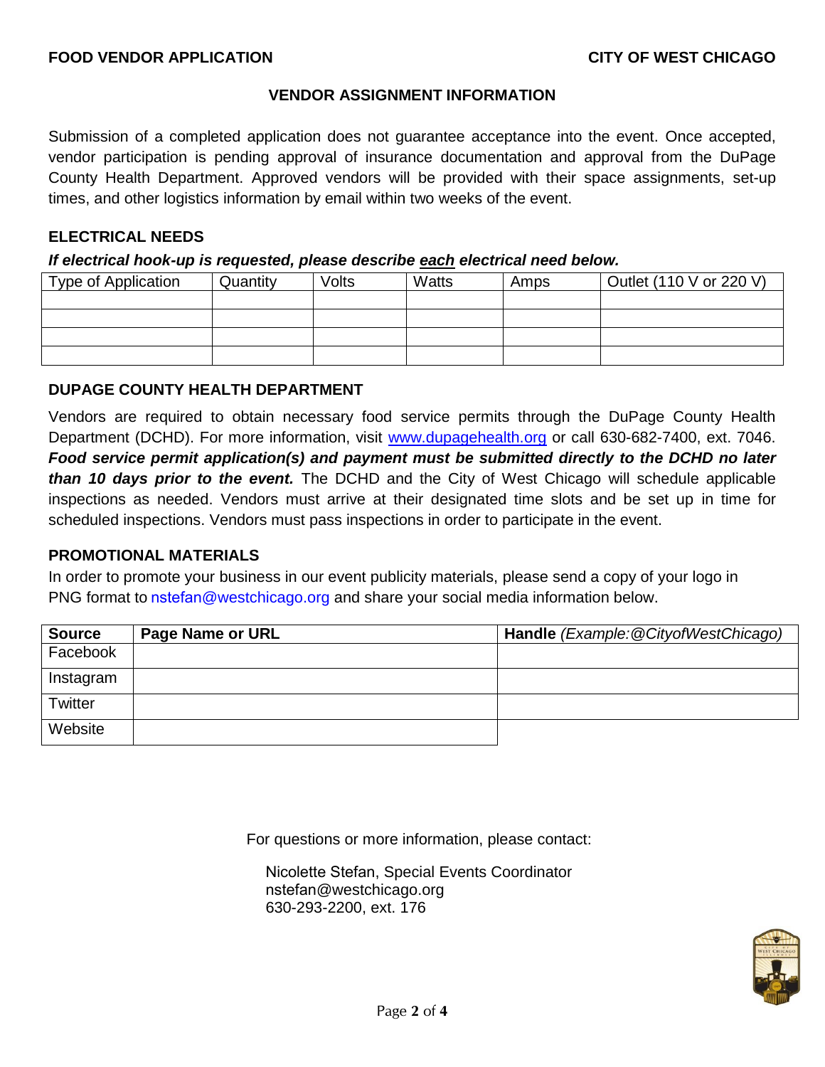**FOOD VENDOR APPLICATION** **CITY OF WEST CHICAGO**

## VENDOR ASSIGNMENT INFORMATION

Submission of a completed application does not guarantee acceptance into the event. Once accepted, vendor participation is pending approval of insurance documentation and approval from the DuPage County Health Department. Approved vendors will be provided with their space assignments, set-up times, and other logistics information by email within two weeks of the event.

### ELECTRICAL NEEDS

***If electrical hook-up is requested, please describe each electrical need below.***

| Type of Application | Quantity | Volts | Watts | Amps | Outlet (110 V or 220 V) |
|---|---|---|---|---|---|
| | | | | | |
| | | | | | |
| | | | | | |
| | | | | | |

### DUPAGE COUNTY HEALTH DEPARTMENT

Vendors are required to obtain necessary food service permits through the DuPage County Health Department (DCHD). For more information, visit www.dupagehealth.org or call 630-682-7400, ext. 7046. ***Food service permit application(s) and payment must be submitted directly to the DCHD no later than 10 days prior to the event.*** The DCHD and the City of West Chicago will schedule applicable inspections as needed. Vendors must arrive at their designated time slots and be set up in time for scheduled inspections. Vendors must pass inspections in order to participate in the event.

### PROMOTIONAL MATERIALS

In order to promote your business in our event publicity materials, please send a copy of your logo in PNG format to nstefan@westchicago.org and share your social media information below.

| **Source** | **Page Name or URL** | **Handle** *(Example:@CityofWestChicago)* |
|---|---|---|
| Facebook | | |
| Instagram | | |
| Twitter | | |
| Website | | |

For questions or more information, please contact:

Nicolette Stefan, Special Events Coordinator
nstefan@westchicago.org
630-293-2200, ext. 176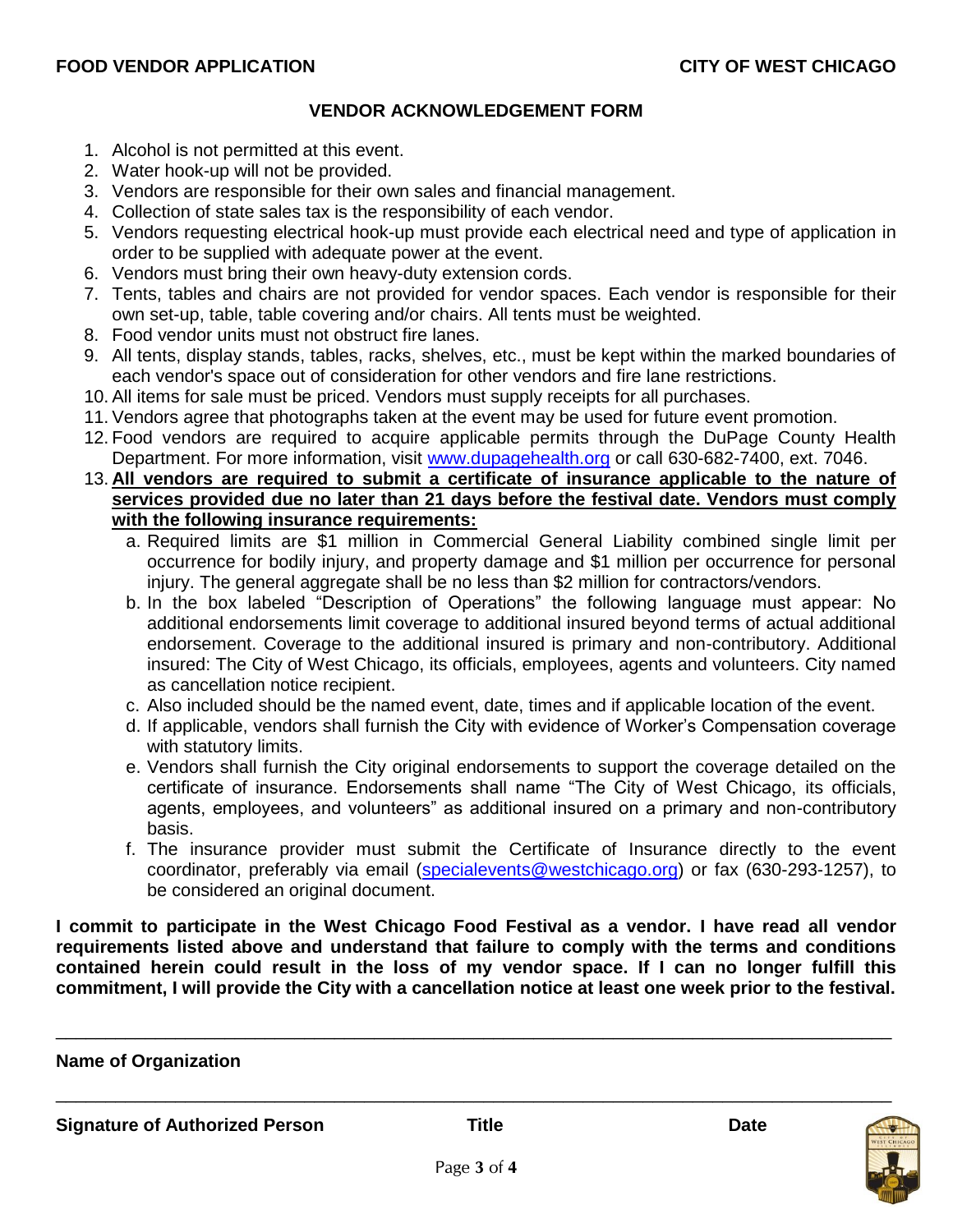**FOOD VENDOR APPLICATION** **CITY OF WEST CHICAGO**

## VENDOR ACKNOWLEDGEMENT FORM

1. Alcohol is not permitted at this event.
2. Water hook-up will not be provided.
3. Vendors are responsible for their own sales and financial management.
4. Collection of state sales tax is the responsibility of each vendor.
5. Vendors requesting electrical hook-up must provide each electrical need and type of application in order to be supplied with adequate power at the event.
6. Vendors must bring their own heavy-duty extension cords.
7. Tents, tables and chairs are not provided for vendor spaces. Each vendor is responsible for their own set-up, table, table covering and/or chairs. All tents must be weighted.
8. Food vendor units must not obstruct fire lanes.
9. All tents, display stands, tables, racks, shelves, etc., must be kept within the marked boundaries of each vendor's space out of consideration for other vendors and fire lane restrictions.
10. All items for sale must be priced. Vendors must supply receipts for all purchases.
11. Vendors agree that photographs taken at the event may be used for future event promotion.
12. Food vendors are required to acquire applicable permits through the DuPage County Health Department. For more information, visit www.dupagehealth.org or call 630-682-7400, ext. 7046.
13. **All vendors are required to submit a certificate of insurance applicable to the nature of services provided due no later than 21 days before the festival date. Vendors must comply with the following insurance requirements:**
    a. Required limits are $1 million in Commercial General Liability combined single limit per occurrence for bodily injury, and property damage and $1 million per occurrence for personal injury. The general aggregate shall be no less than $2 million for contractors/vendors.
    b. In the box labeled "Description of Operations" the following language must appear: No additional endorsements limit coverage to additional insured beyond terms of actual additional endorsement. Coverage to the additional insured is primary and non-contributory. Additional insured: The City of West Chicago, its officials, employees, agents and volunteers. City named as cancellation notice recipient.
    c. Also included should be the named event, date, times and if applicable location of the event.
    d. If applicable, vendors shall furnish the City with evidence of Worker's Compensation coverage with statutory limits.
    e. Vendors shall furnish the City original endorsements to support the coverage detailed on the certificate of insurance. Endorsements shall name "The City of West Chicago, its officials, agents, employees, and volunteers" as additional insured on a primary and non-contributory basis.
    f. The insurance provider must submit the Certificate of Insurance directly to the event coordinator, preferably via email (specialevents@westchicago.org) or fax (630-293-1257), to be considered an original document.

**I commit to participate in the West Chicago Food Festival as a vendor. I have read all vendor requirements listed above and understand that failure to comply with the terms and conditions contained herein could result in the loss of my vendor space. If I can no longer fulfill this commitment, I will provide the City with a cancellation notice at least one week prior to the festival.**

\_\_\_\_\_\_\_\_\_\_\_\_\_\_\_\_\_\_\_\_\_\_\_\_\_\_\_\_\_\_\_\_\_\_\_\_\_\_\_\_\_\_\_\_\_\_\_\_\_\_\_\_\_\_\_\_\_\_\_\_\_\_\_\_\_\_\_\_\_\_\_\_

**Name of Organization**

\_\_\_\_\_\_\_\_\_\_\_\_\_\_\_\_\_\_\_\_\_\_\_\_\_\_\_\_\_\_\_\_\_\_\_\_\_\_\_\_\_\_\_\_\_\_\_\_\_\_\_\_\_\_\_\_\_\_\_\_\_\_\_\_\_\_\_\_\_\_\_\_

**Signature of Authorized Person** **Title** **Date**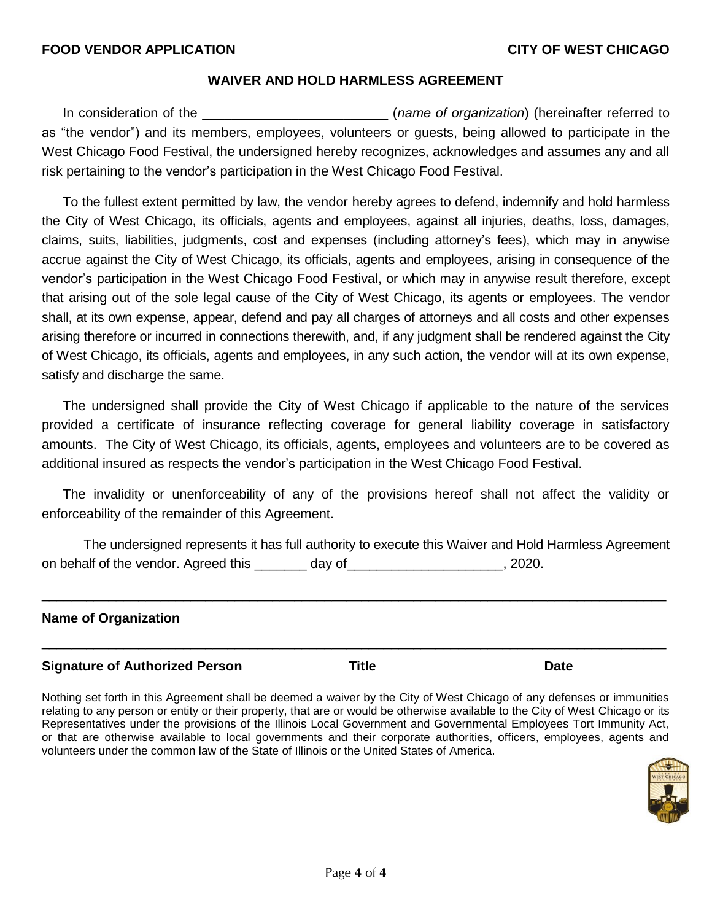**FOOD VENDOR APPLICATION** **CITY OF WEST CHICAGO**

## WAIVER AND HOLD HARMLESS AGREEMENT

In consideration of the ________________________ (*name of organization*) (hereinafter referred to as "the vendor") and its members, employees, volunteers or guests, being allowed to participate in the West Chicago Food Festival, the undersigned hereby recognizes, acknowledges and assumes any and all risk pertaining to the vendor's participation in the West Chicago Food Festival.

To the fullest extent permitted by law, the vendor hereby agrees to defend, indemnify and hold harmless the City of West Chicago, its officials, agents and employees, against all injuries, deaths, loss, damages, claims, suits, liabilities, judgments, cost and expenses (including attorney's fees), which may in anywise accrue against the City of West Chicago, its officials, agents and employees, arising in consequence of the vendor's participation in the West Chicago Food Festival, or which may in anywise result therefore, except that arising out of the sole legal cause of the City of West Chicago, its agents or employees. The vendor shall, at its own expense, appear, defend and pay all charges of attorneys and all costs and other expenses arising therefore or incurred in connections therewith, and, if any judgment shall be rendered against the City of West Chicago, its officials, agents and employees, in any such action, the vendor will at its own expense, satisfy and discharge the same.

The undersigned shall provide the City of West Chicago if applicable to the nature of the services provided a certificate of insurance reflecting coverage for general liability coverage in satisfactory amounts. The City of West Chicago, its officials, agents, employees and volunteers are to be covered as additional insured as respects the vendor's participation in the West Chicago Food Festival.

The invalidity or unenforceability of any of the provisions hereof shall not affect the validity or enforceability of the remainder of this Agreement.

The undersigned represents it has full authority to execute this Waiver and Hold Harmless Agreement on behalf of the vendor. Agreed this _______ day of_____________________, 2020.

_____________________________________________________________________________

**Name of Organization**

_____________________________________________________________________________

**Signature of Authorized Person** **Title** **Date**

Nothing set forth in this Agreement shall be deemed a waiver by the City of West Chicago of any defenses or immunities relating to any person or entity or their property, that are or would be otherwise available to the City of West Chicago or its Representatives under the provisions of the Illinois Local Government and Governmental Employees Tort Immunity Act, or that are otherwise available to local governments and their corporate authorities, officers, employees, agents and volunteers under the common law of the State of Illinois or the United States of America.